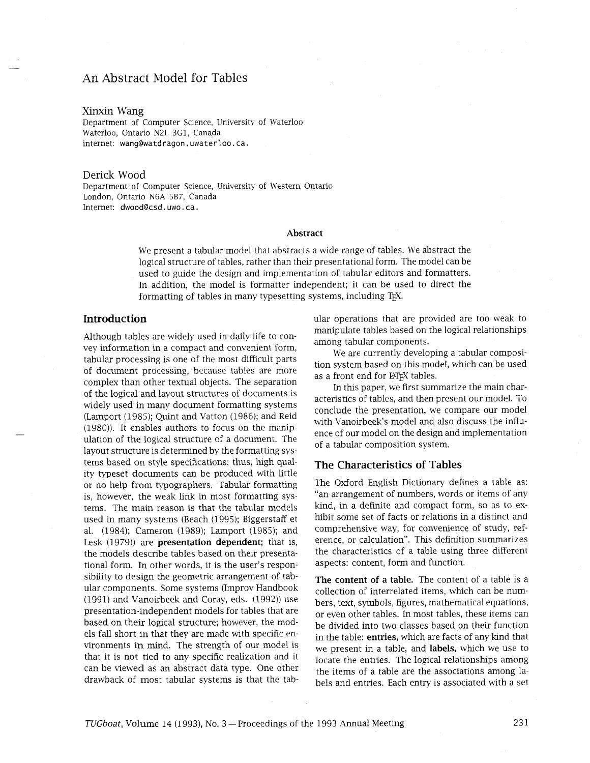# An Abstract Model for Tables

Xinxin Wang
Department of Computer Science, University of Waterloo
Waterloo, Ontario N2L 3G1, Canada
internet: wang@watdragon.uwaterloo.ca.

Derick Wood
Department of Computer Science, University of Western Ontario
London, Ontario N6A 5B7, Canada
Internet: dwood@csd.uwo.ca.

### Abstract

We present a tabular model that abstracts a wide range of tables. We abstract the logical structure of tables, rather than their presentational form. The model can be used to guide the design and implementation of tabular editors and formatters. In addition, the model is formatter independent; it can be used to direct the formatting of tables in many typesetting systems, including TeX.

## Introduction

Although tables are widely used in daily life to convey information in a compact and convenient form, tabular processing is one of the most difficult parts of document processing, because tables are more complex than other textual objects. The separation of the logical and layout structures of documents is widely used in many document formatting systems (Lamport (1985); Quint and Vatton (1986); and Reid (1980)). It enables authors to focus on the manipulation of the logical structure of a document. The layout structure is determined by the formatting systems based on style specifications; thus, high quality typeset documents can be produced with little or no help from typographers. Tabular formatting is, however, the weak link in most formatting systems. The main reason is that the tabular models used in many systems (Beach (1995); Biggerstaff et al. (1984); Cameron (1989); Lamport (1985); and Lesk (1979)) are **presentation dependent;** that is, the models describe tables based on their presentational form. In other words, it is the user's responsibility to design the geometric arrangement of tabular components. Some systems (Improv Handbook (1991) and Vanoirbeek and Coray, eds. (1992)) use presentation-independent models for tables that are based on their logical structure; however, the models fall short in that they are made with specific environments in mind. The strength of our model is that it is not tied to any specific realization and it can be viewed as an abstract data type. One other drawback of most tabular systems is that the tabular operations that are provided are too weak to manipulate tables based on the logical relationships among tabular components.

We are currently developing a tabular composition system based on this model, which can be used as a front end for LaTeX tables.

In this paper, we first summarize the main characteristics of tables, and then present our model. To conclude the presentation, we compare our model with Vanoirbeek's model and also discuss the influence of our model on the design and implementation of a tabular composition system.

## The Characteristics of Tables

The Oxford English Dictionary defines a table as: "an arrangement of numbers, words or items of any kind, in a definite and compact form, so as to exhibit some set of facts or relations in a distinct and comprehensive way, for convenience of study, reference, or calculation". This definition summarizes the characteristics of a table using three different aspects: content, form and function.

**The content of a table.** The content of a table is a collection of interrelated items, which can be numbers, text, symbols, figures, mathematical equations, or even other tables. In most tables, these items can be divided into two classes based on their function in the table: **entries,** which are facts of any kind that we present in a table, and **labels,** which we use to locate the entries. The logical relationships among the items of a table are the associations among labels and entries. Each entry is associated with a set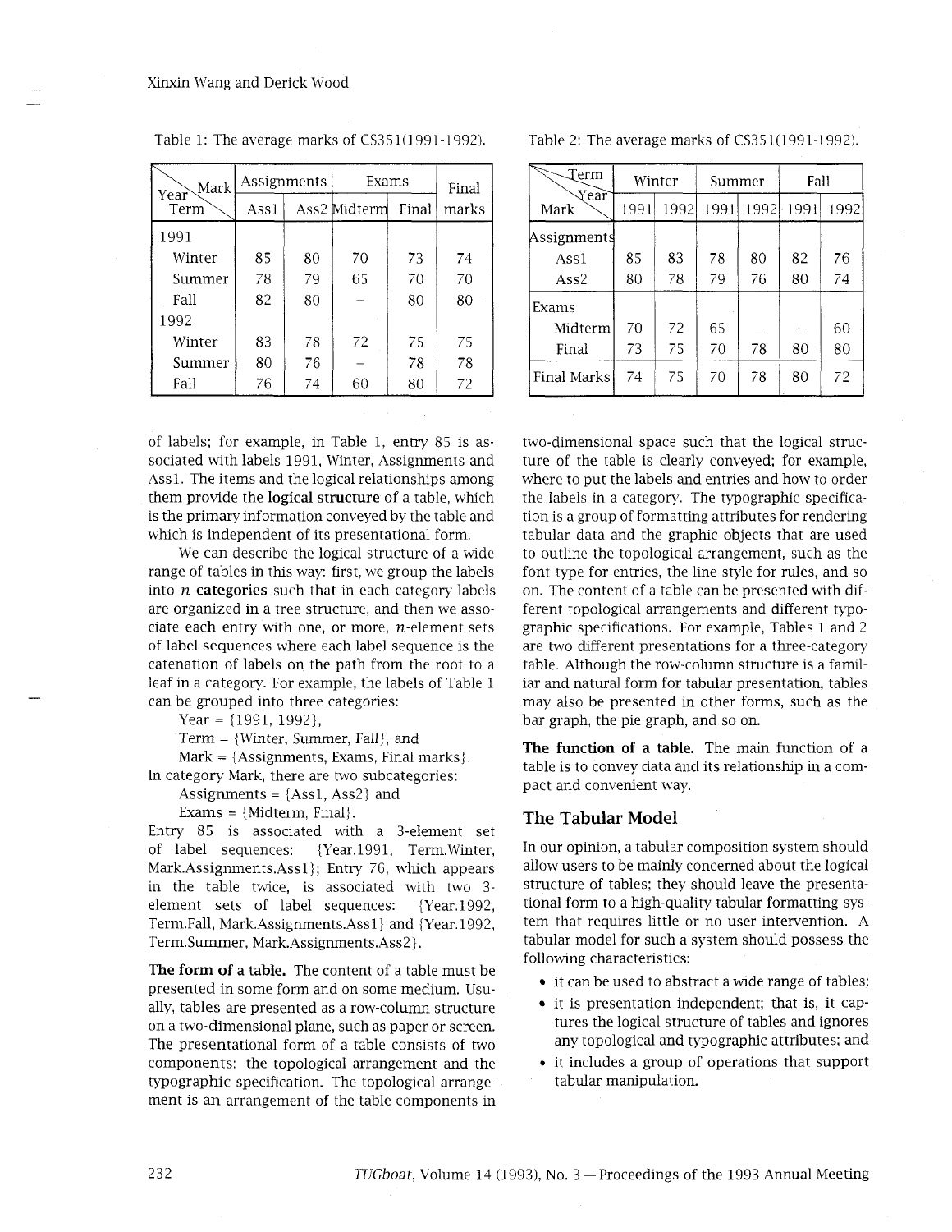Table 1: The average marks of CS351(1991-1992).

| Year / Term \ Mark | Assignments | | Exams | | Final marks |
|---|---|---|---|---|---|
| | Ass1 | Ass2 | Midterm | Final | |
| 1991 | | | | | |
| Winter | 85 | 80 | 70 | 73 | 74 |
| Summer | 78 | 79 | 65 | 70 | 70 |
| Fall | 82 | 80 | – | 80 | 80 |
| 1992 | | | | | |
| Winter | 83 | 78 | 72 | 75 | 75 |
| Summer | 80 | 76 | – | 78 | 78 |
| Fall | 76 | 74 | 60 | 80 | 72 |

Table 2: The average marks of CS351(1991-1992).

| Term / Year \ Mark | Winter | | Summer | | Fall | |
|---|---|---|---|---|---|---|
| | 1991 | 1992 | 1991 | 1992 | 1991 | 1992 |
| Assignments | | | | | | |
| Ass1 | 85 | 83 | 78 | 80 | 82 | 76 |
| Ass2 | 80 | 78 | 79 | 76 | 80 | 74 |
| Exams | | | | | | |
| Midterm | 70 | 72 | 65 | – | – | 60 |
| Final | 73 | 75 | 70 | 78 | 80 | 80 |
| Final Marks | 74 | 75 | 70 | 78 | 80 | 72 |

of labels; for example, in Table 1, entry 85 is associated with labels 1991, Winter, Assignments and Ass1. The items and the logical relationships among them provide the **logical structure** of a table, which is the primary information conveyed by the table and which is independent of its presentational form.

We can describe the logical structure of a wide range of tables in this way: first, we group the labels into $n$ **categories** such that in each category labels are organized in a tree structure, and then we associate each entry with one, or more, $n$-element sets of label sequences where each label sequence is the catenation of labels on the path from the root to a leaf in a category. For example, the labels of Table 1 can be grouped into three categories:

Year = {1991, 1992},

Term = {Winter, Summer, Fall}, and

Mark = {Assignments, Exams, Final marks}.

In category Mark, there are two subcategories:

Assignments = {Ass1, Ass2} and

Exams = {Midterm, Final}.

Entry 85 is associated with a 3-element set of label sequences: {Year.1991, Term.Winter, Mark.Assignments.Ass1}; Entry 76, which appears in the table twice, is associated with two 3-element sets of label sequences: {Year.1992, Term.Fall, Mark.Assignments.Ass1} and {Year.1992, Term.Summer, Mark.Assignments.Ass2}.

**The form of a table.** The content of a table must be presented in some form and on some medium. Usually, tables are presented as a row-column structure on a two-dimensional plane, such as paper or screen. The presentational form of a table consists of two components: the topological arrangement and the typographic specification. The topological arrangement is an arrangement of the table components in two-dimensional space such that the logical structure of the table is clearly conveyed; for example, where to put the labels and entries and how to order the labels in a category. The typographic specification is a group of formatting attributes for rendering tabular data and the graphic objects that are used to outline the topological arrangement, such as the font type for entries, the line style for rules, and so on. The content of a table can be presented with different topological arrangements and different typographic specifications. For example, Tables 1 and 2 are two different presentations for a three-category table. Although the row-column structure is a familiar and natural form for tabular presentation, tables may also be presented in other forms, such as the bar graph, the pie graph, and so on.

**The function of a table.** The main function of a table is to convey data and its relationship in a compact and convenient way.

## The Tabular Model

In our opinion, a tabular composition system should allow users to be mainly concerned about the logical structure of tables; they should leave the presentational form to a high-quality tabular formatting system that requires little or no user intervention. A tabular model for such a system should possess the following characteristics:

- it can be used to abstract a wide range of tables;
- it is presentation independent; that is, it captures the logical structure of tables and ignores any topological and typographic attributes; and
- it includes a group of operations that support tabular manipulation.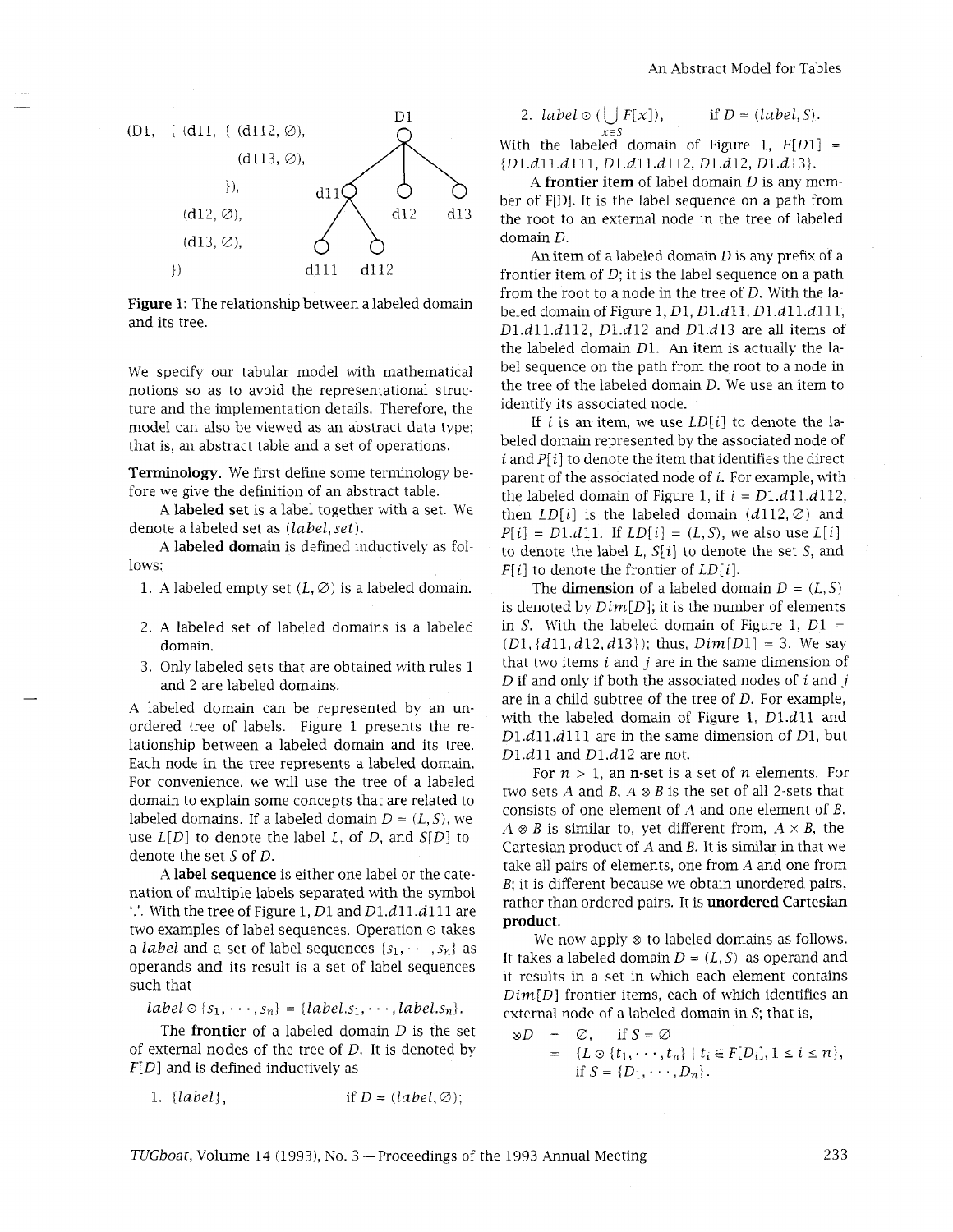$$
\begin{array}{l}
(D1, \ \{ \ (d11, \ \{ \ (d112, \varnothing), \\
\qquad\qquad\qquad\qquad (d113, \varnothing), \\
\qquad\qquad\qquad\quad \}), \\
\qquad\quad (d12, \varnothing), \\
\qquad\quad (d13, \varnothing), \\
\qquad \})
\end{array}
$$

Figure 1: The relationship between a labeled domain and its tree.

We specify our tabular model with mathematical notions so as to avoid the representational structure and the implementation details. Therefore, the model can also be viewed as an abstract data type; that is, an abstract table and a set of operations.

**Terminology.** We first define some terminology before we give the definition of an abstract table.

A **labeled set** is a label together with a set. We denote a labeled set as $(label, set)$.

A **labeled domain** is defined inductively as follows:

1. A labeled empty set $(L, \varnothing)$ is a labeled domain.
2. A labeled set of labeled domains is a labeled domain.
3. Only labeled sets that are obtained with rules 1 and 2 are labeled domains.

A labeled domain can be represented by an unordered tree of labels. Figure 1 presents the relationship between a labeled domain and its tree. Each node in the tree represents a labeled domain. For convenience, we will use the tree of a labeled domain to explain some concepts that are related to labeled domains. If a labeled domain $D = (L, S)$, we use $L[D]$ to denote the label $L$, of $D$, and $S[D]$ to denote the set $S$ of $D$.

A **label sequence** is either one label or the catenation of multiple labels separated with the symbol '.'. With the tree of Figure 1, $D1$ and $D1.d11.d111$ are two examples of label sequences. Operation $\odot$ takes a $label$ and a set of label sequences $\{s_1, \cdots, s_n\}$ as operands and its result is a set of label sequences such that

$$label \odot \{s_1, \cdots, s_n\} = \{label.s_1, \cdots, label.s_n\}.$$

The **frontier** of a labeled domain $D$ is the set of external nodes of the tree of $D$. It is denoted by $F[D]$ and is defined inductively as

1. $\{label\}$, $\quad$ if $D = (label, \varnothing)$;
2. $label \odot (\bigcup_{x \in S} F[x])$, $\quad$ if $D = (label, S)$.

With the labeled domain of Figure 1, $F[D1] = \{D1.d11.d111, D1.d11.d112, D1.d12, D1.d13\}$.

A **frontier item** of label domain $D$ is any member of F[D]. It is the label sequence on a path from the root to an external node in the tree of labeled domain $D$.

An **item** of a labeled domain $D$ is any prefix of a frontier item of $D$; it is the label sequence on a path from the root to a node in the tree of $D$. With the labeled domain of Figure 1, $D1$, $D1.d11$, $D1.d11.d111$, $D1.d11.d112$, $D1.d12$ and $D1.d13$ are all items of the labeled domain $D1$. An item is actually the label sequence on the path from the root to a node in the tree of the labeled domain $D$. We use an item to identify its associated node.

If $i$ is an item, we use $LD[i]$ to denote the labeled domain represented by the associated node of $i$ and $P[i]$ to denote the item that identifies the direct parent of the associated node of $i$. For example, with the labeled domain of Figure 1, if $i = D1.d11.d112$, then $LD[i]$ is the labeled domain $(d112, \varnothing)$ and $P[i] = D1.d11$. If $LD[i] = (L, S)$, we also use $L[i]$ to denote the label $L$, $S[i]$ to denote the set $S$, and $F[i]$ to denote the frontier of $LD[i]$.

The **dimension** of a labeled domain $D = (L, S)$ is denoted by $Dim[D]$; it is the number of elements in $S$. With the labeled domain of Figure 1, $D1 = (D1, \{d11, d12, d13\})$; thus, $Dim[D1] = 3$. We say that two items $i$ and $j$ are in the same dimension of $D$ if and only if both the associated nodes of $i$ and $j$ are in a child subtree of the tree of $D$. For example, with the labeled domain of Figure 1, $D1.d11$ and $D1.d11.d111$ are in the same dimension of $D1$, but $D1.d11$ and $D1.d12$ are not.

For $n > 1$, an **n-set** is a set of $n$ elements. For two sets $A$ and $B$, $A \otimes B$ is the set of all 2-sets that consists of one element of $A$ and one element of $B$. $A \otimes B$ is similar to, yet different from, $A \times B$, the Cartesian product of $A$ and $B$. It is similar in that we take all pairs of elements, one from $A$ and one from $B$; it is different because we obtain unordered pairs, rather than ordered pairs. It is **unordered Cartesian product**.

We now apply $\otimes$ to labeled domains as follows. It takes a labeled domain $D = (L, S)$ as operand and it results in a set in which each element contains $Dim[D]$ frontier items, each of which identifies an external node of a labeled domain in $S$; that is,

$$
\begin{aligned}
\otimes D &= \varnothing, \quad \text{if } S = \varnothing \\
&= \{L \odot \{t_1, \cdots, t_n\} \mid t_i \in F[D_i], 1 \le i \le n\}, \\
&\quad \text{if } S = \{D_1, \cdots, D_n\}.
\end{aligned}
$$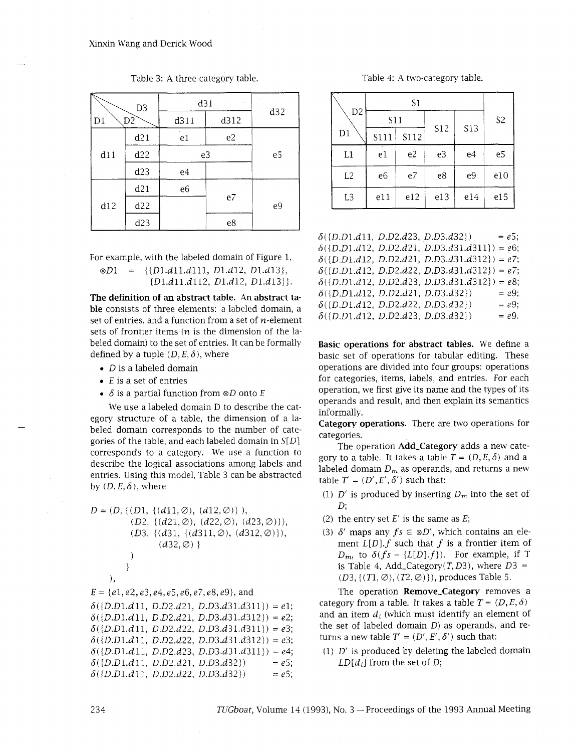Table 3: A three-category table.

| D3 / D1 D2 | | d31 | | d32 |
|---|---|---|---|---|
| | | d311 | d312 | |
| d11 | d21 | e1 | e2 | e5 |
| | d22 | e3 | | |
| | d23 | e4 | | |
| d12 | d21 | e6 | e7 | e9 |
| | d22 | | | |
| | d23 | | e8 | |

For example, with the labeled domain of Figure 1,

$\otimes D1 = \{\{D1.d11.d111,\ D1.d12,\ D1.d13\},$
$\{D1.d11.d112,\ D1.d12,\ D1.d13\}\}.$

**The definition of an abstract table.** An **abstract table** consists of three elements: a labeled domain, a set of entries, and a function from a set of $n$-element sets of frontier items ($n$ is the dimension of the labeled domain) to the set of entries. It can be formally defined by a tuple $(D, E, \delta)$, where

- $D$ is a labeled domain
- $E$ is a set of entries
- $\delta$ is a partial function from $\otimes D$ onto $E$

We use a labeled domain D to describe the category structure of a table, the dimension of a labeled domain corresponds to the number of categories of the table, and each labeled domain in $S[D]$ corresponds to a category. We use a function to describe the logical associations among labels and entries. Using this model, Table 3 can be abstracted by $(D, E, \delta)$, where

$$
\begin{aligned}
D = (D, \{&(D1, \{(d11, \emptyset), (d12, \emptyset)\}), \\
&(D2, \{(d21, \emptyset), (d22, \emptyset), (d23, \emptyset)\}), \\
&(D3, \{(d31, \{(d311, \emptyset), (d312, \emptyset)\}), \\
&\quad (d32, \emptyset)\} \\
&) \\
\}& \\
),&
\end{aligned}
$$

$E = \{e1, e2, e3, e4, e5, e6, e7, e8, e9\}$, and

$\delta(\{D.D1.d11,\ D.D2.d21,\ D.D3.d31.d311\}) = e1;$
$\delta(\{D.D1.d11,\ D.D2.d21,\ D.D3.d31.d312\}) = e2;$
$\delta(\{D.D1.d11,\ D.D2.d22,\ D.D3.d31.d311\}) = e3;$
$\delta(\{D.D1.d11,\ D.D2.d22,\ D.D3.d31.d312\}) = e3;$
$\delta(\{D.D1.d11,\ D.D2.d23,\ D.D3.d31.d311\}) = e4;$
$\delta(\{D.D1.d11,\ D.D2.d21,\ D.D3.d32\}) = e5;$
$\delta(\{D.D1.d11,\ D.D2.d22,\ D.D3.d32\}) = e5;$
$\delta(\{D.D1.d11,\ D.D2.d23,\ D.D3.d32\}) = e5;$
$\delta(\{D.D1.d12,\ D.D2.d21,\ D.D3.d31.d311\}) = e6;$
$\delta(\{D.D1.d12,\ D.D2.d21,\ D.D3.d31.d312\}) = e7;$
$\delta(\{D.D1.d12,\ D.D2.d22,\ D.D3.d31.d312\}) = e7;$
$\delta(\{D.D1.d12,\ D.D2.d23,\ D.D3.d31.d312\}) = e8;$
$\delta(\{D.D1.d12,\ D.D2.d21,\ D.D3.d32\}) = e9;$
$\delta(\{D.D1.d12,\ D.D2.d22,\ D.D3.d32\}) = e9;$
$\delta(\{D.D1.d12,\ D.D2.d23,\ D.D3.d32\}) = e9.$

Table 4: A two-category table.

| D2 / D1 | S1 | | | | S2 |
|---|---|---|---|---|---|
| | S11 | | S12 | S13 | |
| | S111 | S112 | | | |
| L1 | e1 | e2 | e3 | e4 | e5 |
| L2 | e6 | e7 | e8 | e9 | e10 |
| L3 | e11 | e12 | e13 | e14 | e15 |

**Basic operations for abstract tables.** We define a basic set of operations for tabular editing. These operations are divided into four groups: operations for categories, items, labels, and entries. For each operation, we first give its name and the types of its operands and result, and then explain its semantics informally.

**Category operations.** There are two operations for categories.

The operation **Add_Category** adds a new category to a table. It takes a table $T = (D, E, \delta)$ and a labeled domain $D_m$ as operands, and returns a new table $T' = (D', E', \delta')$ such that:

1. $D'$ is produced by inserting $D_m$ into the set of $D$;
2. the entry set $E'$ is the same as $E$;
3. $\delta'$ maps any $fs \in \otimes D'$, which contains an element $L[D].f$ such that $f$ is a frontier item of $D_m$, to $\delta(fs - \{L[D].f\})$. For example, if T is Table 4, Add_Category$(T, D3)$, where $D3 = (D3, \{(T1, \emptyset), (T2, \emptyset)\})$, produces Table 5.

The operation **Remove_Category** removes a category from a table. It takes a table $T = (D, E, \delta)$ and an item $d_i$ (which must identify an element of the set of labeled domain $D$) as operands, and returns a new table $T' = (D', E', \delta')$ such that:

1. $D'$ is produced by deleting the labeled domain $LD[d_i]$ from the set of $D$;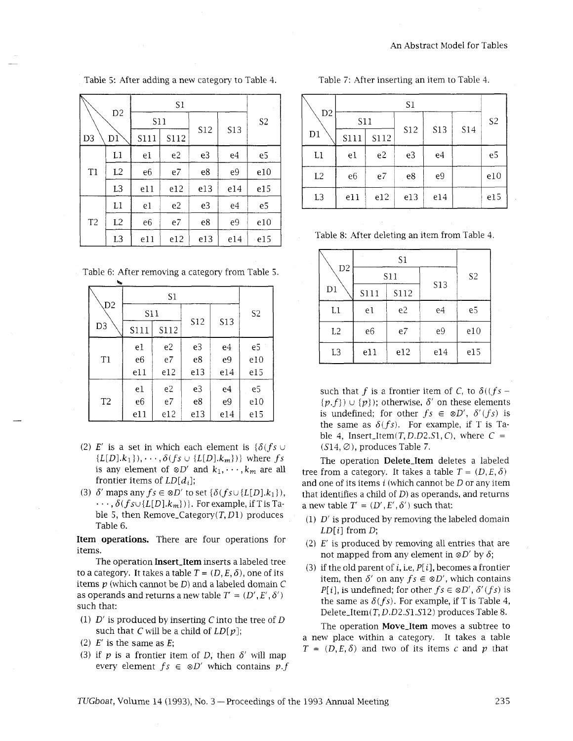Table 5: After adding a new category to Table 4.

| D3 | D1 \ D2 | S1 | | | | S2 |
|---|---|---|---|---|---|---|
| | | S11 | | S12 | S13 | |
| | | S111 | S112 | | | |
| T1 | L1 | e1 | e2 | e3 | e4 | e5 |
| | L2 | e6 | e7 | e8 | e9 | e10 |
| | L3 | e11 | e12 | e13 | e14 | e15 |
| T2 | L1 | e1 | e2 | e3 | e4 | e5 |
| | L2 | e6 | e7 | e8 | e9 | e10 |
| | L3 | e11 | e12 | e13 | e14 | e15 |

Table 6: After removing a category from Table 5.

| D3 \ D2 | S1 | | | | S2 |
|---|---|---|---|---|---|
| | S11 | | S12 | S13 | |
| | S111 | S112 | | | |
| T1 | e1<br>e6<br>e11 | e2<br>e7<br>e12 | e3<br>e8<br>e13 | e4<br>e9<br>e14 | e5<br>e10<br>e15 |
| T2 | e1<br>e6<br>e11 | e2<br>e7<br>e12 | e3<br>e8<br>e13 | e4<br>e9<br>e14 | e5<br>e10<br>e15 |

(2) $E'$ is a set in which each element is $\{\delta(fs \cup \{L[D].k_1\}), \cdots, \delta(fs \cup \{L[D].k_m\})\}$ where $fs$ is any element of $\otimes D'$ and $k_1, \cdots, k_m$ are all frontier items of $LD[d_i]$;

(3) $\delta'$ maps any $fs \in \otimes D'$ to set $\{\delta(fs \cup \{L[D].k_1\}), \cdots, \delta(fs \cup \{L[D].k_m\})\}$. For example, if T is Table 5, then Remove_Category($T, D1$) produces Table 6.

**Item operations.** There are four operations for items.

The operation **Insert_Item** inserts a labeled tree to a category. It takes a table $T = (D, E, \delta)$, one of its items $p$ (which cannot be $D$) and a labeled domain $C$ as operands and returns a new table $T' = (D', E', \delta')$ such that:

(1) $D'$ is produced by inserting $C$ into the tree of $D$ such that $C$ will be a child of $LD[p]$;

(2) $E'$ is the same as $E$;

(3) if $p$ is a frontier item of $D$, then $\delta'$ will map every element $fs \in \otimes D'$ which contains $p.f$ such that $f$ is a frontier item of $C$, to $\delta((fs - \{p.f\}) \cup \{p\})$; otherwise, $\delta'$ on these elements is undefined; for other $fs \in \otimes D'$, $\delta'(fs)$ is the same as $\delta(fs)$. For example, if T is Table 4, Insert_Item($T, D.D2.S1, C$), where $C = (S14, \emptyset)$, produces Table 7.

Table 7: After inserting an item to Table 4.

| D1 \ D2 | S1 | | | | | S2 |
|---|---|---|---|---|---|---|
| | S11 | | S12 | S13 | S14 | |
| | S111 | S112 | | | | |
| L1 | e1 | e2 | e3 | e4 | | e5 |
| L2 | e6 | e7 | e8 | e9 | | e10 |
| L3 | e11 | e12 | e13 | e14 | | e15 |

Table 8: After deleting an item from Table 4.

| D1 \ D2 | S1 | | | S2 |
|---|---|---|---|---|
| | S11 | | S13 | |
| | S111 | S112 | | |
| L1 | e1 | e2 | e4 | e5 |
| L2 | e6 | e7 | e9 | e10 |
| L3 | e11 | e12 | e14 | e15 |

The operation **Delete_Item** deletes a labeled tree from a category. It takes a table $T = (D, E, \delta)$ and one of its items $i$ (which cannot be $D$ or any item that identifies a child of $D$) as operands, and returns a new table $T' = (D', E', \delta')$ such that:

(1) $D'$ is produced by removing the labeled domain $LD[i]$ from $D$;

(2) $E'$ is produced by removing all entries that are not mapped from any element in $\otimes D'$ by $\delta$;

(3) if the old parent of $i$, i.e, $P[i]$, becomes a frontier item, then $\delta'$ on any $fs \in \otimes D'$, which contains $P[i]$, is undefined; for other $fs \in \otimes D'$, $\delta'(fs)$ is the same as $\delta(fs)$. For example, if T is Table 4, Delete_Item($T, D.D2.S1.S12$) produces Table 8.

The operation **Move_Item** moves a subtree to a new place within a category. It takes a table $T = (D, E, \delta)$ and two of its items $c$ and $p$ that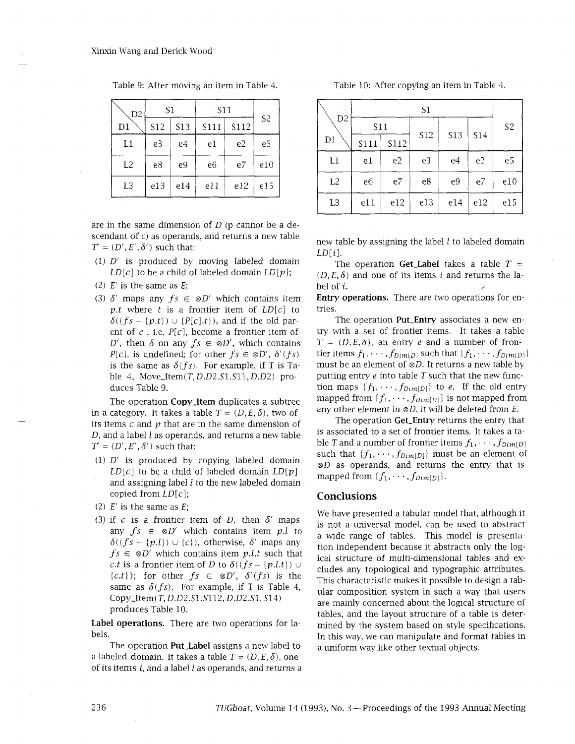Table 9: After moving an item in Table 4.

| D1 \ D2 | S1 | | S11 | | S2 |
|---|---|---|---|---|---|
| | S12 | S13 | S111 | S112 | |
| L1 | e3 | e4 | e1 | e2 | e5 |
| L2 | e8 | e9 | e6 | e7 | e10 |
| L3 | e13 | e14 | e11 | e12 | e15 |

are in the same dimension of $D$ ($p$ cannot be a descendant of $c$) as operands, and returns a new table $T' = (D', E', \delta')$ such that:

(1) $D'$ is produced by moving labeled domain $LD[c]$ to be a child of labeled domain $LD[p]$;

(2) $E'$ is the same as $E$;

(3) $\delta'$ maps any $fs \in \otimes D'$ which contains item $p.t$ where $t$ is a frontier item of $LD[c]$ to $\delta((fs - \{p.t\}) \cup \{P[c].t\})$, and if the old parent of $c$, i.e, $P[c]$, become a frontier item of $D'$, then $\delta$ on any $fs \in \otimes D'$, which contains $P[c]$, is undefined; for other $fs \in \otimes D'$, $\delta'(fs)$ is the same as $\delta(fs)$. For example, if T is Table 4, Move_Item($T, D.D2.S1.S11, D.D2$) produces Table 9.

The operation **Copy_Item** duplicates a subtree in a category. It takes a table $T = (D, E, \delta)$, two of its items $c$ and $p$ that are in the same dimension of $D$, and a label $l$ as operands, and returns a new table $T' = (D', E', \delta')$ such that:

(1) $D'$ is produced by copying labeled domain $LD[c]$ to be a child of labeled domain $LD[p]$ and assigning label $l$ to the new labeled domain copied from $LD[c]$;

(2) $E'$ is the same as $E$;

(3) if $c$ is a frontier item of $D$, then $\delta'$ maps any $fs \in \otimes D'$ which contains item $p.l$ to $\delta((fs - \{p.l\}) \cup \{c\})$, otherwise, $\delta'$ maps any $fs \in \otimes D'$ which contains item $p.l.t$ such that $c.t$ is a frontier item of $D$ to $\delta((fs - \{p.l.t\}) \cup \{c.t\})$; for other $fs \in \otimes D'$, $\delta'(fs)$ is the same as $\delta(fs)$. For example, if T is Table 4, Copy_Item($T, D.D2.S1.S112, D.D2.S1, S14$) produces Table 10.

Table 10: After copying an item in Table 4.

| D1 \ D2 | S1 | | | | | S2 |
|---|---|---|---|---|---|---|
| | S11 | | S12 | S13 | S14 | |
| | S111 | S112 | | | | |
| L1 | e1 | e2 | e3 | e4 | e2 | e5 |
| L2 | e6 | e7 | e8 | e9 | e7 | e10 |
| L3 | e11 | e12 | e13 | e14 | e12 | e15 |

**Label operations.** There are two operations for labels.

The operation **Put_Label** assigns a new label to a labeled domain. It takes a table $T = (D, E, \delta)$, one of its items $i$, and a label $l$ as operands, and returns a new table by assigning the label $l$ to labeled domain $LD[i]$.

The operation **Get_Label** takes a table $T = (D, E, \delta)$ and one of its items $i$ and returns the label of $i$.

**Entry operations.** There are two operations for entries.

The operation **Put_Entry** associates a new entry with a set of frontier items. It takes a table $T = (D, E, \delta)$, an entry $e$ and a number of frontier items $f_1, \cdots, f_{Dim[D]}$ such that $\{f_1, \cdots, f_{Dim[D]}\}$ must be an element of $\otimes D$. It returns a new table by putting entry $e$ into table $T$ such that the new function maps $\{f_1, \cdots, f_{Dim[D]}\}$ to $e$. If the old entry mapped from $\{f_1, \cdots, f_{Dim[D]}\}$ is not mapped from any other element in $\otimes D$, it will be deleted from $E$.

The operation **Get_Entry** returns the entry that is associated to a set of frontier items. It takes a table $T$ and a number of frontier items $f_1, \cdots, f_{Dim[D]}$ such that $\{f_1, \cdots, f_{Dim[D]}\}$ must be an element of $\otimes D$ as operands, and returns the entry that is mapped from $\{f_1, \cdots, f_{Dim[D]}\}$.

## Conclusions

We have presented a tabular model that, although it is not a universal model, can be used to abstract a wide range of tables. This model is presentation independent because it abstracts only the logical structure of multi-dimensional tables and excludes any topological and typographic attributes. This characteristic makes it possible to design a tabular composition system in such a way that users are mainly concerned about the logical structure of tables, and the layout structure of a table is determined by the system based on style specifications. In this way, we can manipulate and format tables in a uniform way like other textual objects.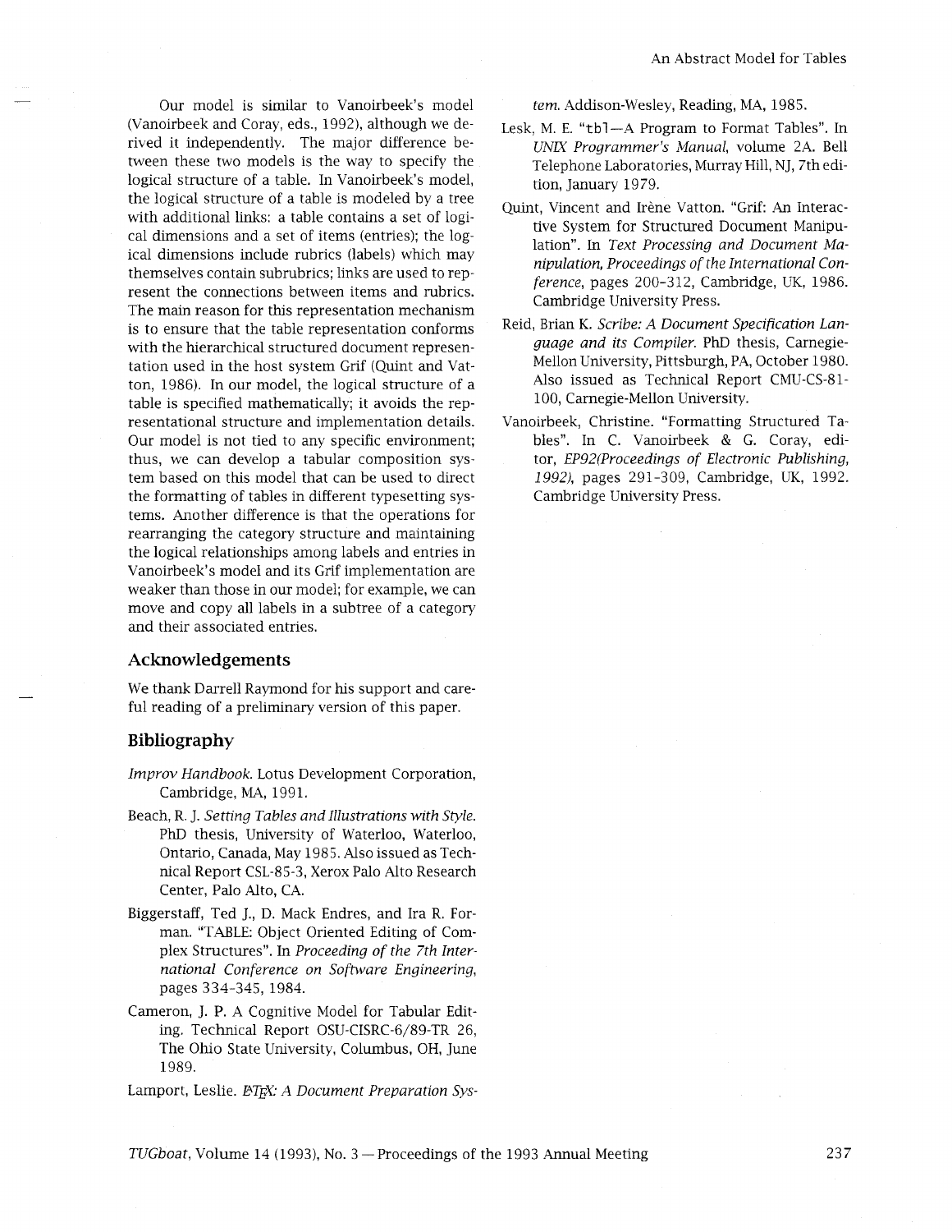Our model is similar to Vanoirbeek's model (Vanoirbeek and Coray, eds., 1992), although we derived it independently. The major difference between these two models is the way to specify the logical structure of a table. In Vanoirbeek's model, the logical structure of a table is modeled by a tree with additional links: a table contains a set of logical dimensions and a set of items (entries); the logical dimensions include rubrics (labels) which may themselves contain subrubrics; links are used to represent the connections between items and rubrics. The main reason for this representation mechanism is to ensure that the table representation conforms with the hierarchical structured document representation used in the host system Grif (Quint and Vatton, 1986). In our model, the logical structure of a table is specified mathematically; it avoids the representational structure and implementation details. Our model is not tied to any specific environment; thus, we can develop a tabular composition system based on this model that can be used to direct the formatting of tables in different typesetting systems. Another difference is that the operations for rearranging the category structure and maintaining the logical relationships among labels and entries in Vanoirbeek's model and its Grif implementation are weaker than those in our model; for example, we can move and copy all labels in a subtree of a category and their associated entries.

## Acknowledgements

We thank Darrell Raymond for his support and careful reading of a preliminary version of this paper.

## Bibliography

*Improv Handbook.* Lotus Development Corporation, Cambridge, MA, 1991.

Beach, R. J. *Setting Tables and Illustrations with Style.* PhD thesis, University of Waterloo, Waterloo, Ontario, Canada, May 1985. Also issued as Technical Report CSL-85-3, Xerox Palo Alto Research Center, Palo Alto, CA.

Biggerstaff, Ted J., D. Mack Endres, and Ira R. Forman. "TABLE: Object Oriented Editing of Complex Structures". In *Proceeding of the 7th International Conference on Software Engineering*, pages 334–345, 1984.

Cameron, J. P. A Cognitive Model for Tabular Editing. Technical Report OSU-CISRC-6/89-TR 26, The Ohio State University, Columbus, OH, June 1989.

Lamport, Leslie. *LaTeX: A Document Preparation System.* Addison-Wesley, Reading, MA, 1985.

Lesk, M. E. "tbl—A Program to Format Tables". In *UNIX Programmer's Manual*, volume 2A. Bell Telephone Laboratories, Murray Hill, NJ, 7th edition, January 1979.

Quint, Vincent and Irène Vatton. "Grif: An Interactive System for Structured Document Manipulation". In *Text Processing and Document Manipulation, Proceedings of the International Conference*, pages 200–312, Cambridge, UK, 1986. Cambridge University Press.

Reid, Brian K. *Scribe: A Document Specification Language and its Compiler.* PhD thesis, Carnegie-Mellon University, Pittsburgh, PA, October 1980. Also issued as Technical Report CMU-CS-81-100, Carnegie-Mellon University.

Vanoirbeek, Christine. "Formatting Structured Tables". In C. Vanoirbeek & G. Coray, editor, *EP92(Proceedings of Electronic Publishing, 1992)*, pages 291–309, Cambridge, UK, 1992. Cambridge University Press.